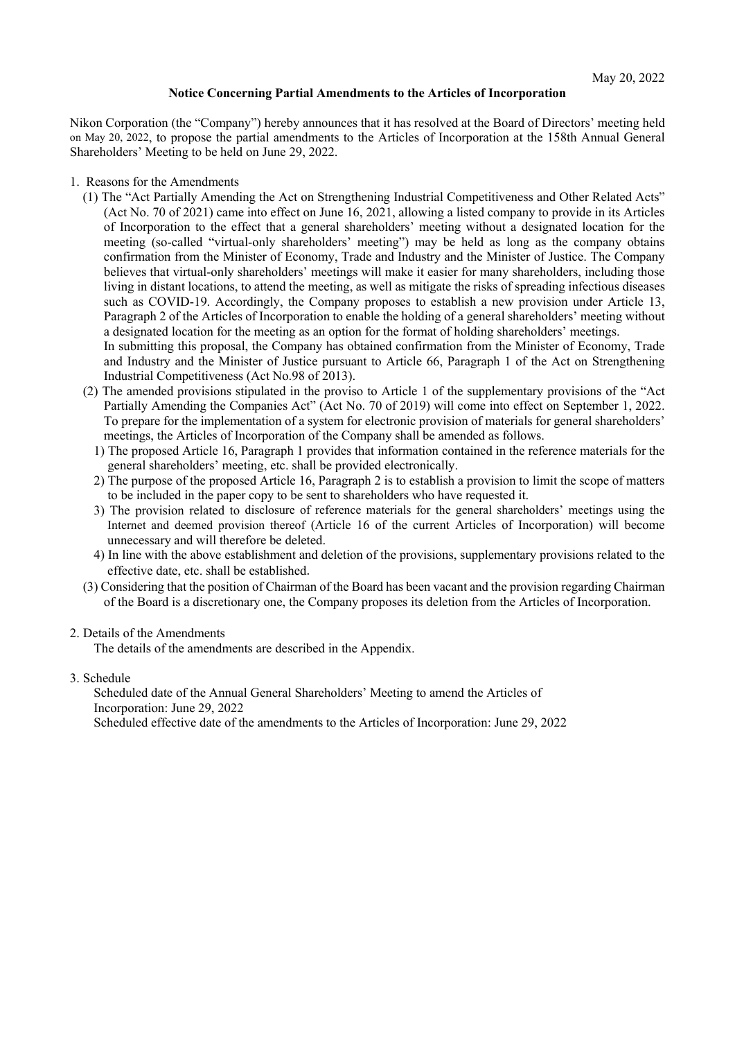May 20, 2022

**Notice Concerning Partial Amendments to the Articles of Incorporation**

Nikon Corporation (the "Company") hereby announces that it has resolved at the Board of Directors' meeting held on May 20, 2022, to propose the partial amendments to the Articles of Incorporation at the 158th Annual General Shareholders' Meeting to be held on June 29, 2022.

1. Reasons for the Amendments
   (1) The "Act Partially Amending the Act on Strengthening Industrial Competitiveness and Other Related Acts" (Act No. 70 of 2021) came into effect on June 16, 2021, allowing a listed company to provide in its Articles of Incorporation to the effect that a general shareholders' meeting without a designated location for the meeting (so-called "virtual-only shareholders' meeting") may be held as long as the company obtains confirmation from the Minister of Economy, Trade and Industry and the Minister of Justice. The Company believes that virtual-only shareholders' meetings will make it easier for many shareholders, including those living in distant locations, to attend the meeting, as well as mitigate the risks of spreading infectious diseases such as COVID-19. Accordingly, the Company proposes to establish a new provision under Article 13, Paragraph 2 of the Articles of Incorporation to enable the holding of a general shareholders' meeting without a designated location for the meeting as an option for the format of holding shareholders' meetings.
   In submitting this proposal, the Company has obtained confirmation from the Minister of Economy, Trade and Industry and the Minister of Justice pursuant to Article 66, Paragraph 1 of the Act on Strengthening Industrial Competitiveness (Act No.98 of 2013).
   (2) The amended provisions stipulated in the proviso to Article 1 of the supplementary provisions of the "Act Partially Amending the Companies Act" (Act No. 70 of 2019) will come into effect on September 1, 2022. To prepare for the implementation of a system for electronic provision of materials for general shareholders' meetings, the Articles of Incorporation of the Company shall be amended as follows.
      1) The proposed Article 16, Paragraph 1 provides that information contained in the reference materials for the general shareholders' meeting, etc. shall be provided electronically.
      2) The purpose of the proposed Article 16, Paragraph 2 is to establish a provision to limit the scope of matters to be included in the paper copy to be sent to shareholders who have requested it.
      3) The provision related to disclosure of reference materials for the general shareholders' meetings using the Internet and deemed provision thereof (Article 16 of the current Articles of Incorporation) will become unnecessary and will therefore be deleted.
      4) In line with the above establishment and deletion of the provisions, supplementary provisions related to the effective date, etc. shall be established.
   (3) Considering that the position of Chairman of the Board has been vacant and the provision regarding Chairman of the Board is a discretionary one, the Company proposes its deletion from the Articles of Incorporation.

2. Details of the Amendments
   The details of the amendments are described in the Appendix.

3. Schedule
   Scheduled date of the Annual General Shareholders' Meeting to amend the Articles of Incorporation: June 29, 2022
   Scheduled effective date of the amendments to the Articles of Incorporation: June 29, 2022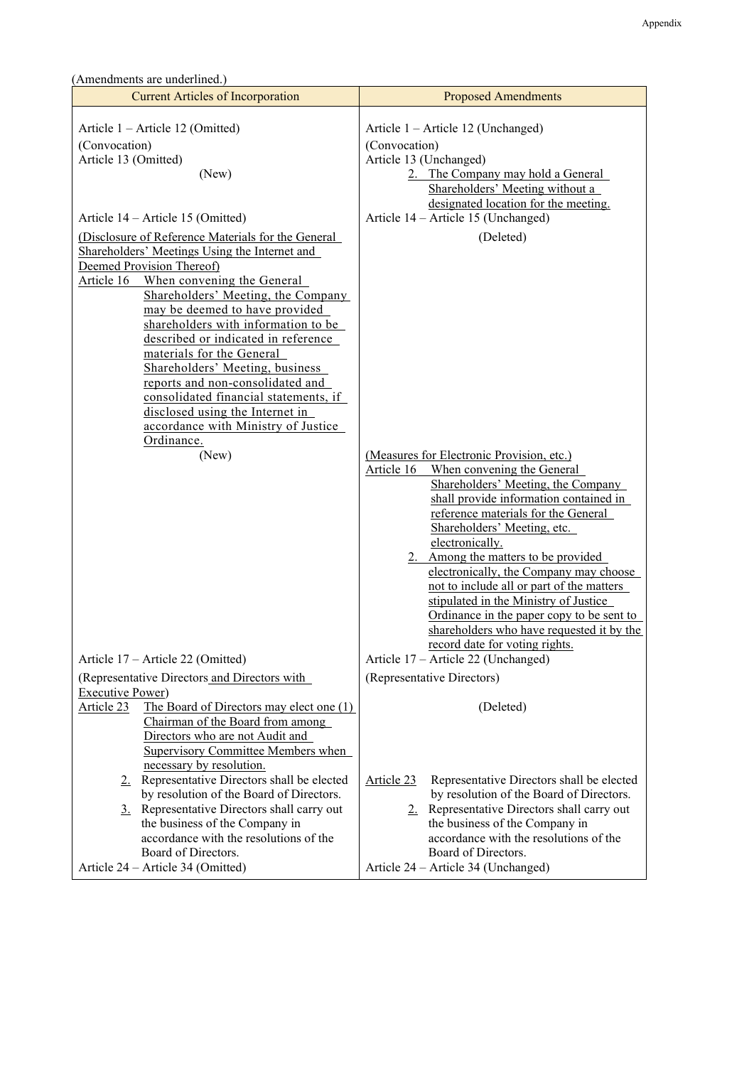(Amendments are underlined.)

| Current Articles of Incorporation | Proposed Amendments |
|---|---|
| Article 1 – Article 12 (Omitted) | Article 1 – Article 12 (Unchanged) |
| (Convocation)<br>Article 13 (Omitted)<br>(New) | (Convocation)<br>Article 13 (Unchanged)<br>2. The Company may hold a General Shareholders' Meeting without a designated location for the meeting. |
| Article 14 – Article 15 (Omitted) | Article 14 – Article 15 (Unchanged) |
| (Disclosure of Reference Materials for the General Shareholders' Meetings Using the Internet and Deemed Provision Thereof)<br>Article 16 When convening the General Shareholders' Meeting, the Company may be deemed to have provided shareholders with information to be described or indicated in reference materials for the General Shareholders' Meeting, business reports and non-consolidated and consolidated financial statements, if disclosed using the Internet in accordance with Ministry of Justice Ordinance. | (Deleted) |
| (New) | (Measures for Electronic Provision, etc.)<br>Article 16 When convening the General Shareholders' Meeting, the Company shall provide information contained in reference materials for the General Shareholders' Meeting, etc. electronically.<br>2. Among the matters to be provided electronically, the Company may choose not to include all or part of the matters stipulated in the Ministry of Justice Ordinance in the paper copy to be sent to shareholders who have requested it by the record date for voting rights. |
| Article 17 – Article 22 (Omitted) | Article 17 – Article 22 (Unchanged) |
| (Representative Directors and Directors with Executive Power)<br>Article 23 The Board of Directors may elect one (1) Chairman of the Board from among Directors who are not Audit and Supervisory Committee Members when necessary by resolution. | (Representative Directors)<br>(Deleted) |
| 2. Representative Directors shall be elected by resolution of the Board of Directors.<br>3. Representative Directors shall carry out the business of the Company in accordance with the resolutions of the Board of Directors. | Article 23 Representative Directors shall be elected by resolution of the Board of Directors.<br>2. Representative Directors shall carry out the business of the Company in accordance with the resolutions of the Board of Directors. |
| Article 24 – Article 34 (Omitted) | Article 24 – Article 34 (Unchanged) |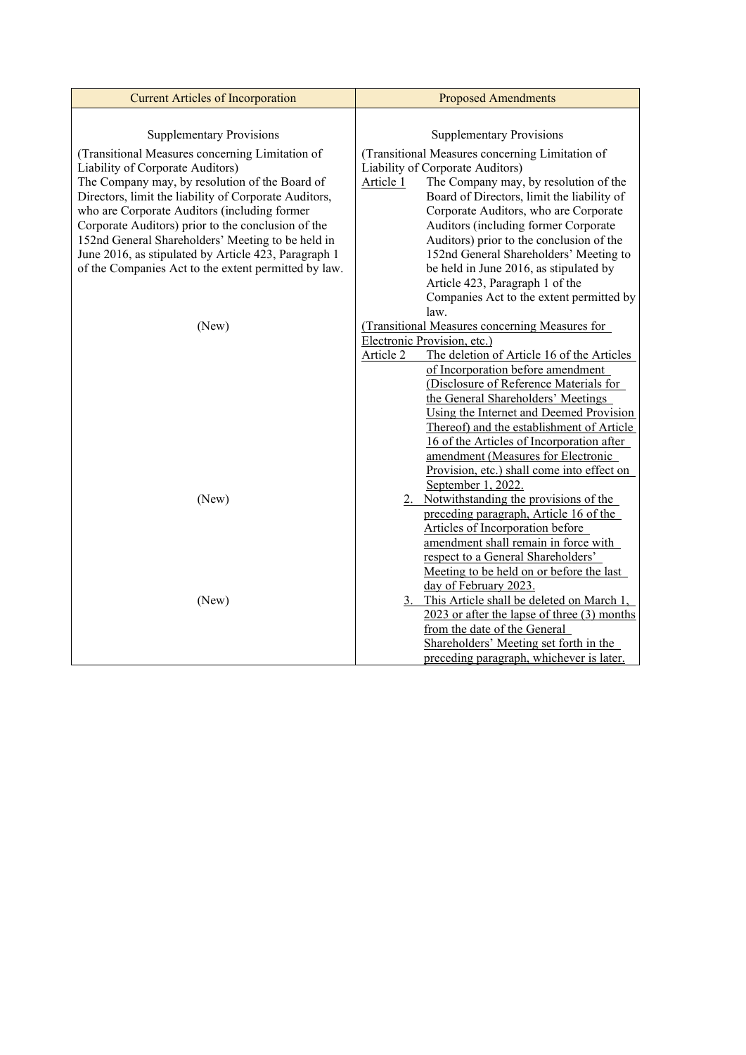| Current Articles of Incorporation | Proposed Amendments |
|---|---|
| Supplementary Provisions | Supplementary Provisions |
| (Transitional Measures concerning Limitation of Liability of Corporate Auditors)<br>The Company may, by resolution of the Board of Directors, limit the liability of Corporate Auditors, who are Corporate Auditors (including former Corporate Auditors) prior to the conclusion of the 152nd General Shareholders' Meeting to be held in June 2016, as stipulated by Article 423, Paragraph 1 of the Companies Act to the extent permitted by law. | (Transitional Measures concerning Limitation of Liability of Corporate Auditors)<br>Article 1 The Company may, by resolution of the Board of Directors, limit the liability of Corporate Auditors, who are Corporate Auditors (including former Corporate Auditors) prior to the conclusion of the 152nd General Shareholders' Meeting to be held in June 2016, as stipulated by Article 423, Paragraph 1 of the Companies Act to the extent permitted by law. |
| (New) | (Transitional Measures concerning Measures for Electronic Provision, etc.)<br>Article 2 The deletion of Article 16 of the Articles of Incorporation before amendment (Disclosure of Reference Materials for the General Shareholders' Meetings Using the Internet and Deemed Provision Thereof) and the establishment of Article 16 of the Articles of Incorporation after amendment (Measures for Electronic Provision, etc.) shall come into effect on September 1, 2022. |
| (New) | 2. Notwithstanding the provisions of the preceding paragraph, Article 16 of the Articles of Incorporation before amendment shall remain in force with respect to a General Shareholders' Meeting to be held on or before the last day of February 2023. |
| (New) | 3. This Article shall be deleted on March 1, 2023 or after the lapse of three (3) months from the date of the General Shareholders' Meeting set forth in the preceding paragraph, whichever is later. |